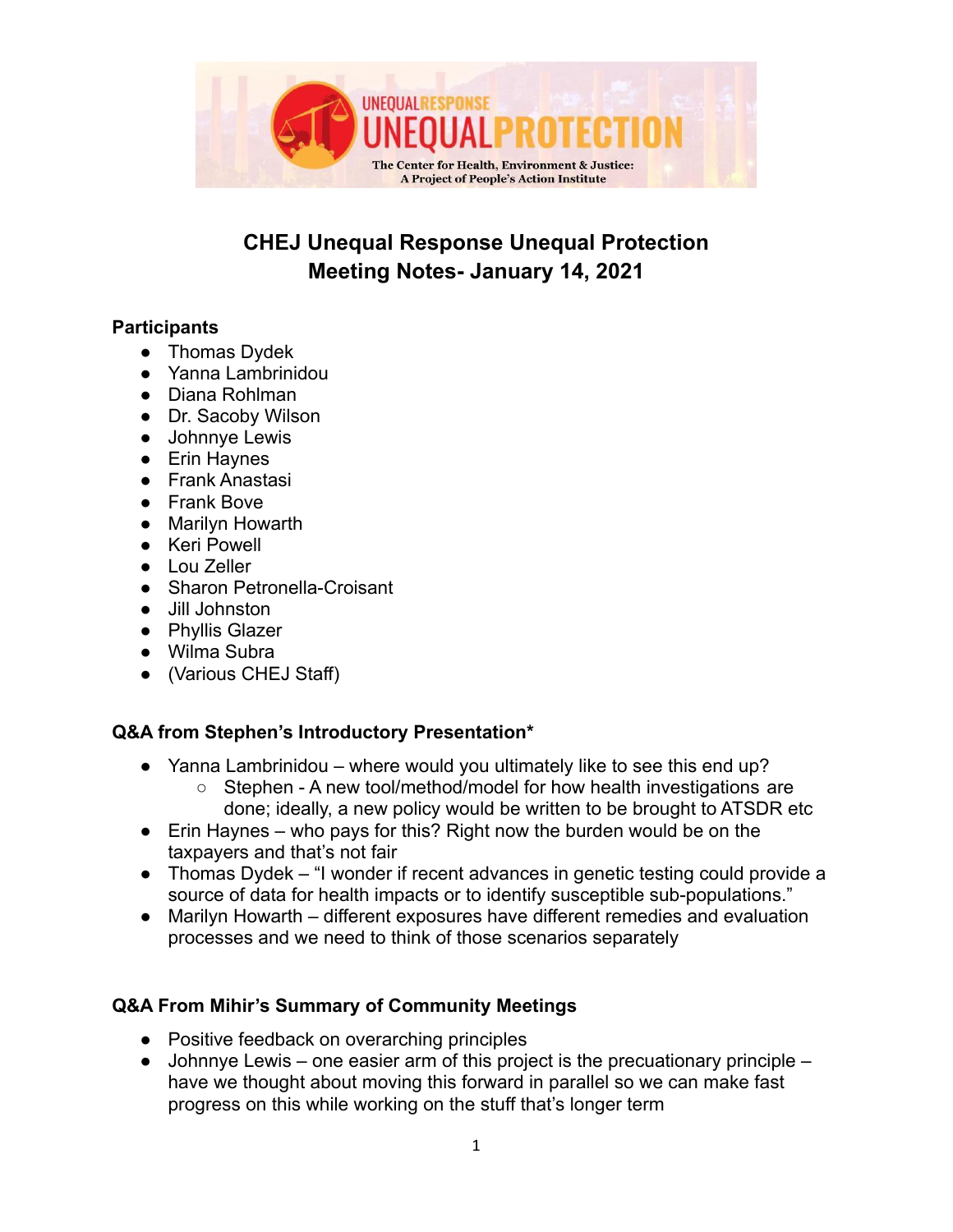# CHEJ Unequal Response Unequal Protection
# Meeting Notes- January 14, 2021

### Participants

- Thomas Dydek
- Yanna Lambrinidou
- Diana Rohlman
- Dr. Sacoby Wilson
- Johnnye Lewis
- Erin Haynes
- Frank Anastasi
- Frank Bove
- Marilyn Howarth
- Keri Powell
- Lou Zeller
- Sharon Petronella-Croisant
- Jill Johnston
- Phyllis Glazer
- Wilma Subra
- (Various CHEJ Staff)

### Q&A from Stephen's Introductory Presentation*

- Yanna Lambrinidou – where would you ultimately like to see this end up?
  - Stephen - A new tool/method/model for how health investigations are done; ideally, a new policy would be written to be brought to ATSDR etc
- Erin Haynes – who pays for this? Right now the burden would be on the taxpayers and that's not fair
- Thomas Dydek – "I wonder if recent advances in genetic testing could provide a source of data for health impacts or to identify susceptible sub-populations."
- Marilyn Howarth – different exposures have different remedies and evaluation processes and we need to think of those scenarios separately

### Q&A From Mihir's Summary of Community Meetings

- Positive feedback on overarching principles
- Johnnye Lewis – one easier arm of this project is the precuationary principle – have we thought about moving this forward in parallel so we can make fast progress on this while working on the stuff that's longer term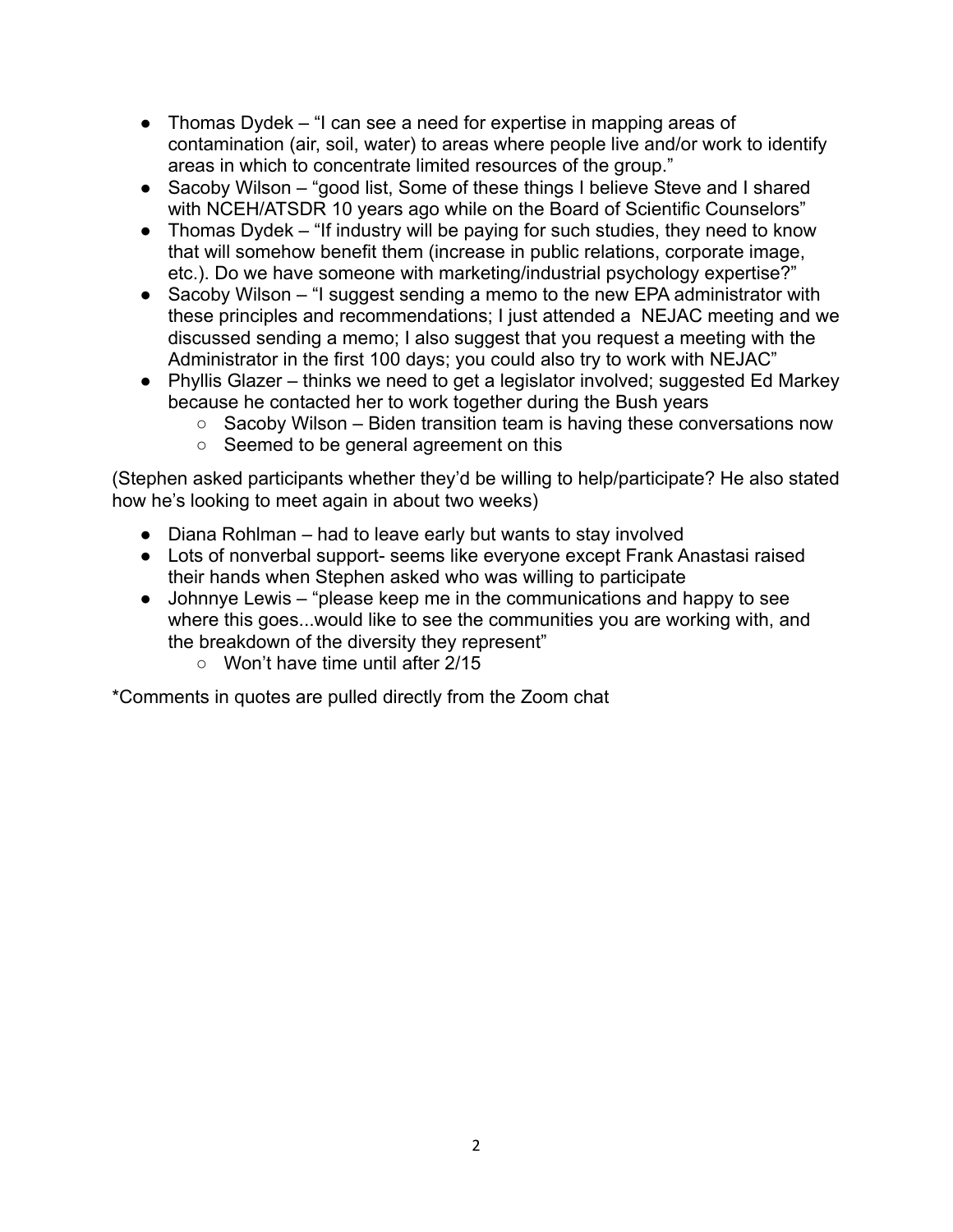- Thomas Dydek – "I can see a need for expertise in mapping areas of contamination (air, soil, water) to areas where people live and/or work to identify areas in which to concentrate limited resources of the group."
- Sacoby Wilson – "good list, Some of these things I believe Steve and I shared with NCEH/ATSDR 10 years ago while on the Board of Scientific Counselors"
- Thomas Dydek – "If industry will be paying for such studies, they need to know that will somehow benefit them (increase in public relations, corporate image, etc.). Do we have someone with marketing/industrial psychology expertise?"
- Sacoby Wilson – "I suggest sending a memo to the new EPA administrator with these principles and recommendations; I just attended a NEJAC meeting and we discussed sending a memo; I also suggest that you request a meeting with the Administrator in the first 100 days; you could also try to work with NEJAC"
- Phyllis Glazer – thinks we need to get a legislator involved; suggested Ed Markey because he contacted her to work together during the Bush years
  - Sacoby Wilson – Biden transition team is having these conversations now
  - Seemed to be general agreement on this

(Stephen asked participants whether they'd be willing to help/participate? He also stated how he's looking to meet again in about two weeks)

- Diana Rohlman – had to leave early but wants to stay involved
- Lots of nonverbal support- seems like everyone except Frank Anastasi raised their hands when Stephen asked who was willing to participate
- Johnnye Lewis – "please keep me in the communications and happy to see where this goes...would like to see the communities you are working with, and the breakdown of the diversity they represent"
  - Won't have time until after 2/15

*Comments in quotes are pulled directly from the Zoom chat